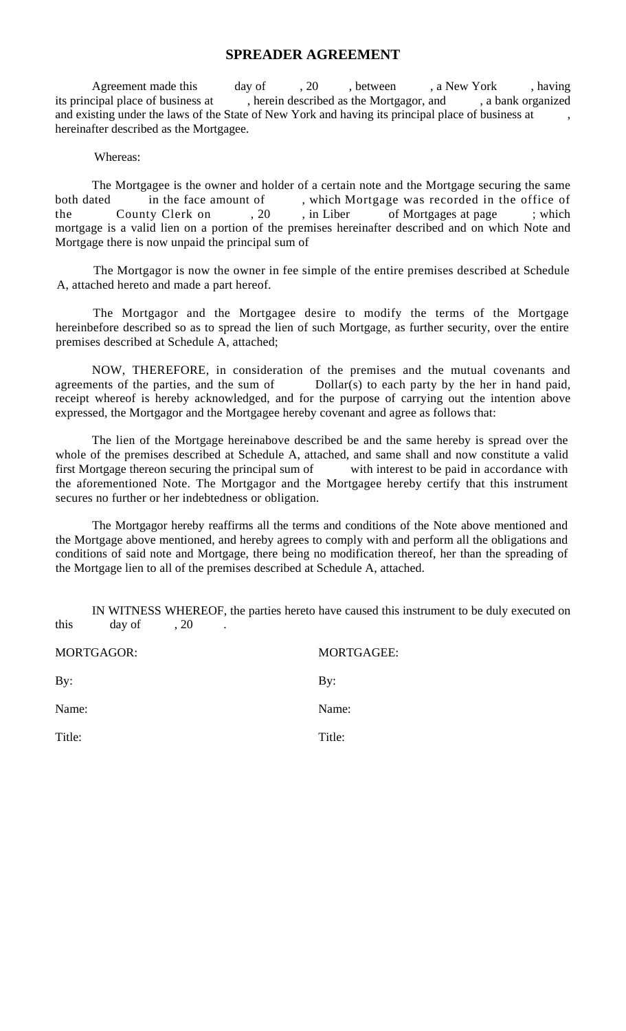# SPREADER AGREEMENT

Agreement made this day of , 20 , between , a New York , having its principal place of business at , herein described as the Mortgagor, and , a bank organized and existing under the laws of the State of New York and having its principal place of business at , hereinafter described as the Mortgagee.

Whereas:

The Mortgagee is the owner and holder of a certain note and the Mortgage securing the same both dated in the face amount of , which Mortgage was recorded in the office of the County Clerk on , 20 , in Liber of Mortgages at page ; which mortgage is a valid lien on a portion of the premises hereinafter described and on which Note and Mortgage there is now unpaid the principal sum of

The Mortgagor is now the owner in fee simple of the entire premises described at Schedule A, attached hereto and made a part hereof.

The Mortgagor and the Mortgagee desire to modify the terms of the Mortgage hereinbefore described so as to spread the lien of such Mortgage, as further security, over the entire premises described at Schedule A, attached;

NOW, THEREFORE, in consideration of the premises and the mutual covenants and agreements of the parties, and the sum of Dollar(s) to each party by the her in hand paid, receipt whereof is hereby acknowledged, and for the purpose of carrying out the intention above expressed, the Mortgagor and the Mortgagee hereby covenant and agree as follows that:

The lien of the Mortgage hereinabove described be and the same hereby is spread over the whole of the premises described at Schedule A, attached, and same shall and now constitute a valid first Mortgage thereon securing the principal sum of with interest to be paid in accordance with the aforementioned Note. The Mortgagor and the Mortgagee hereby certify that this instrument secures no further or her indebtedness or obligation.

The Mortgagor hereby reaffirms all the terms and conditions of the Note above mentioned and the Mortgage above mentioned, and hereby agrees to comply with and perform all the obligations and conditions of said note and Mortgage, there being no modification thereof, her than the spreading of the Mortgage lien to all of the premises described at Schedule A, attached.

IN WITNESS WHEREOF, the parties hereto have caused this instrument to be duly executed on this day of , 20 .

| MORTGAGOR: | MORTGAGEE: |
|---|---|
| By: | By: |
| Name: | Name: |
| Title: | Title: |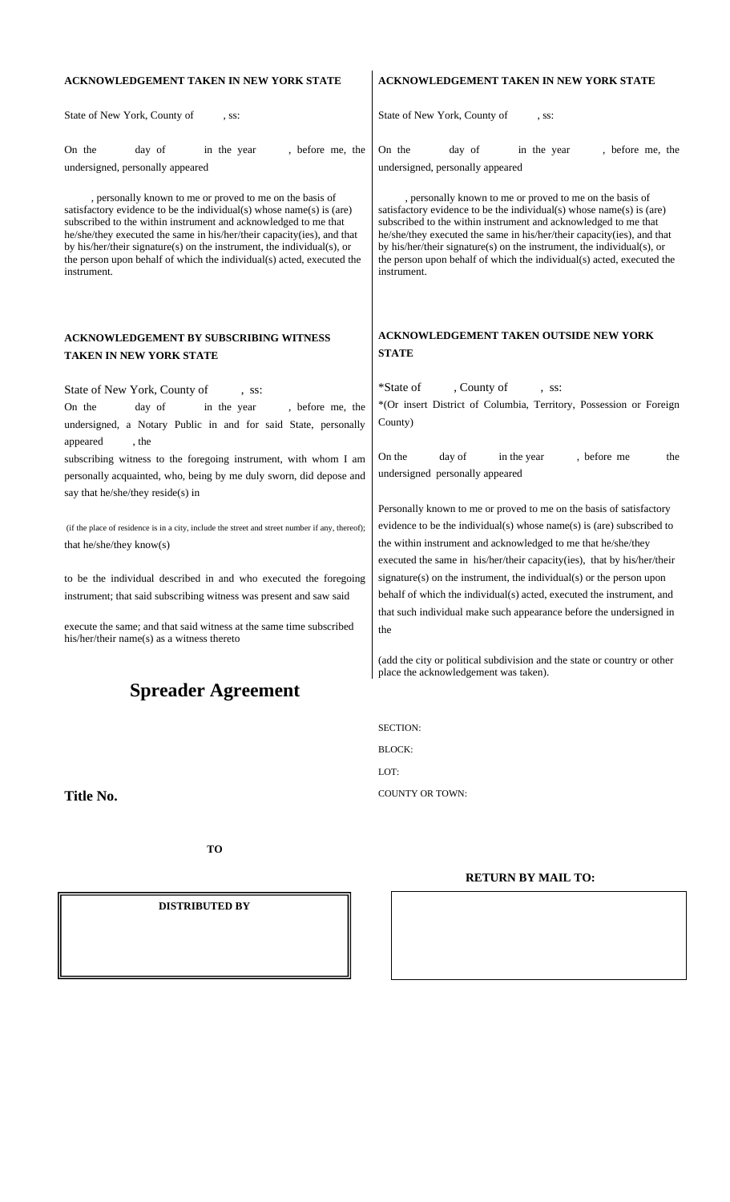**ACKNOWLEDGEMENT TAKEN IN NEW YORK STATE**

State of New York, County of , ss:

On the day of in the year , before me, the undersigned, personally appeared

, personally known to me or proved to me on the basis of satisfactory evidence to be the individual(s) whose name(s) is (are) subscribed to the within instrument and acknowledged to me that he/she/they executed the same in his/her/their capacity(ies), and that by his/her/their signature(s) on the instrument, the individual(s), or the person upon behalf of which the individual(s) acted, executed the instrument.

**ACKNOWLEDGEMENT BY SUBSCRIBING WITNESS TAKEN IN NEW YORK STATE**

State of New York, County of , ss:

On the day of in the year , before me, the undersigned, a Notary Public in and for said State, personally appeared , the subscribing witness to the foregoing instrument, with whom I am personally acquainted, who, being by me duly sworn, did depose and say that he/she/they reside(s) in

(if the place of residence is in a city, include the street and street number if any, thereof); that he/she/they know(s)

to be the individual described in and who executed the foregoing instrument; that said subscribing witness was present and saw said

execute the same; and that said witness at the same time subscribed his/her/their name(s) as a witness thereto

**ACKNOWLEDGEMENT TAKEN IN NEW YORK STATE**

State of New York, County of , ss:

On the day of in the year , before me, the undersigned, personally appeared

, personally known to me or proved to me on the basis of satisfactory evidence to be the individual(s) whose name(s) is (are) subscribed to the within instrument and acknowledged to me that he/she/they executed the same in his/her/their capacity(ies), and that by his/her/their signature(s) on the instrument, the individual(s), or the person upon behalf of which the individual(s) acted, executed the instrument.

**ACKNOWLEDGEMENT TAKEN OUTSIDE NEW YORK STATE**

*State of , County of , ss:

*(Or insert District of Columbia, Territory, Possession or Foreign County)

On the day of in the year , before me the undersigned personally appeared

Personally known to me or proved to me on the basis of satisfactory evidence to be the individual(s) whose name(s) is (are) subscribed to the within instrument and acknowledged to me that he/she/they executed the same in his/her/their capacity(ies), that by his/her/their signature(s) on the instrument, the individual(s) or the person upon behalf of which the individual(s) acted, executed the instrument, and that such individual make such appearance before the undersigned in the

(add the city or political subdivision and the state or country or other place the acknowledgement was taken).

# Spreader Agreement

**Title No.**

**TO**

SECTION:

BLOCK:

LOT:

COUNTY OR TOWN:

**DISTRIBUTED BY**

**RETURN BY MAIL TO:**